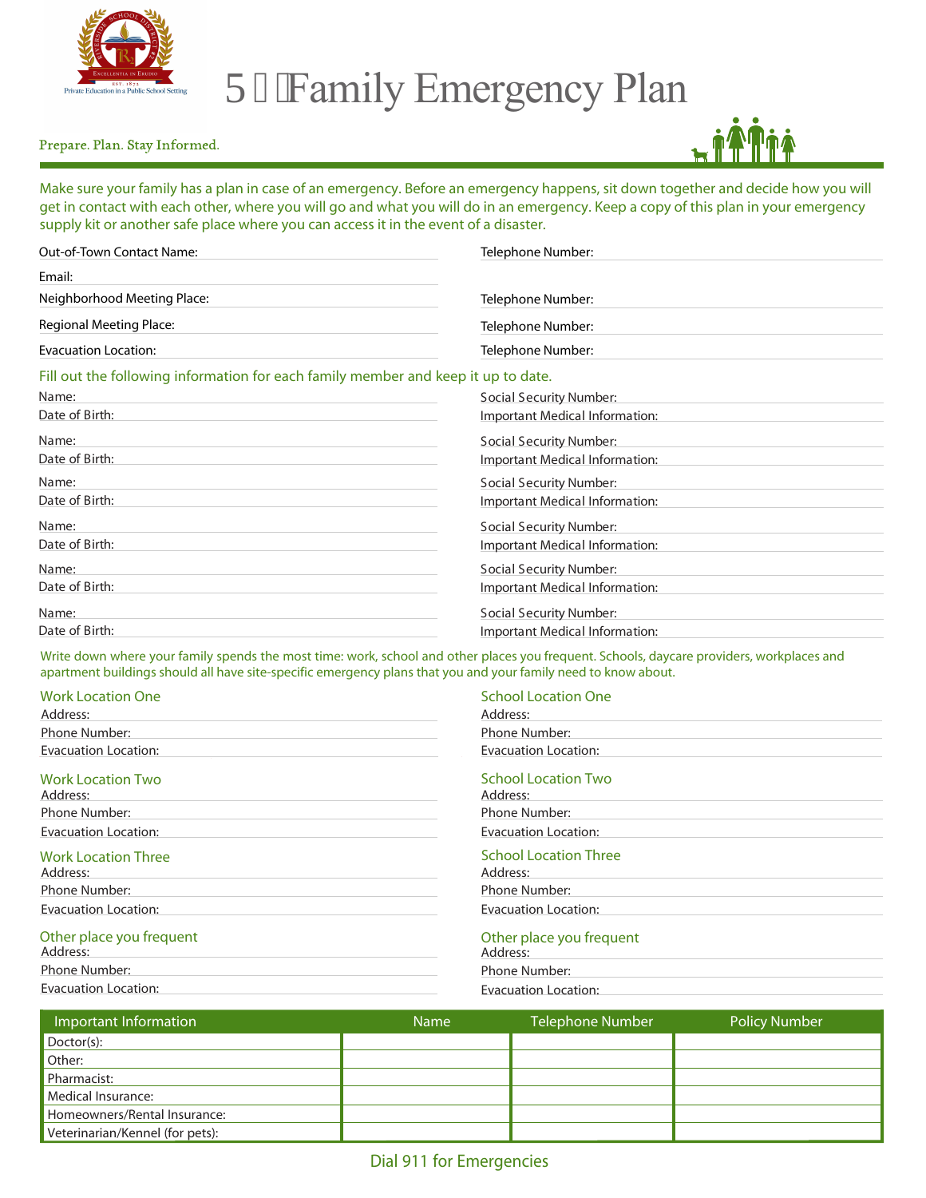# 5 Family Emergency Plan

Prepare. Plan. Stay Informed.

Make sure your family has a plan in case of an emergency. Before an emergency happens, sit down together and decide how you will get in contact with each other, where you will go and what you will do in an emergency. Keep a copy of this plan in your emergency supply kit or another safe place where you can access it in the event of a disaster.

Out-of-Town Contact Name: Telephone Number:

Email:

Neighborhood Meeting Place: Telephone Number:

Regional Meeting Place: Telephone Number:

Evacuation Location: Telephone Number:

Fill out the following information for each family member and keep it up to date.

Name: Social Security Number:
Date of Birth: Important Medical Information:

Name: Social Security Number:
Date of Birth: Important Medical Information:

Name: Social Security Number:
Date of Birth: Important Medical Information:

Name: Social Security Number:
Date of Birth: Important Medical Information:

Name: Social Security Number:
Date of Birth: Important Medical Information:

Name: Social Security Number:
Date of Birth: Important Medical Information:

Write down where your family spends the most time: work, school and other places you frequent. Schools, daycare providers, workplaces and apartment buildings should all have site-specific emergency plans that you and your family need to know about.

### Work Location One
Address:
Phone Number:
Evacuation Location:

### Work Location Two
Address:
Phone Number:
Evacuation Location:

### Work Location Three
Address:
Phone Number:
Evacuation Location:

### Other place you frequent
Address:
Phone Number:
Evacuation Location:

### School Location One
Address:
Phone Number:
Evacuation Location:

### School Location Two
Address:
Phone Number:
Evacuation Location:

### School Location Three
Address:
Phone Number:
Evacuation Location:

### Other place you frequent
Address:
Phone Number:
Evacuation Location:

| Important Information | Name | Telephone Number | Policy Number |
|---|---|---|---|
| Doctor(s): | | | |
| Other: | | | |
| Pharmacist: | | | |
| Medical Insurance: | | | |
| Homeowners/Rental Insurance: | | | |
| Veterinarian/Kennel (for pets): | | | |

Dial 911 for Emergencies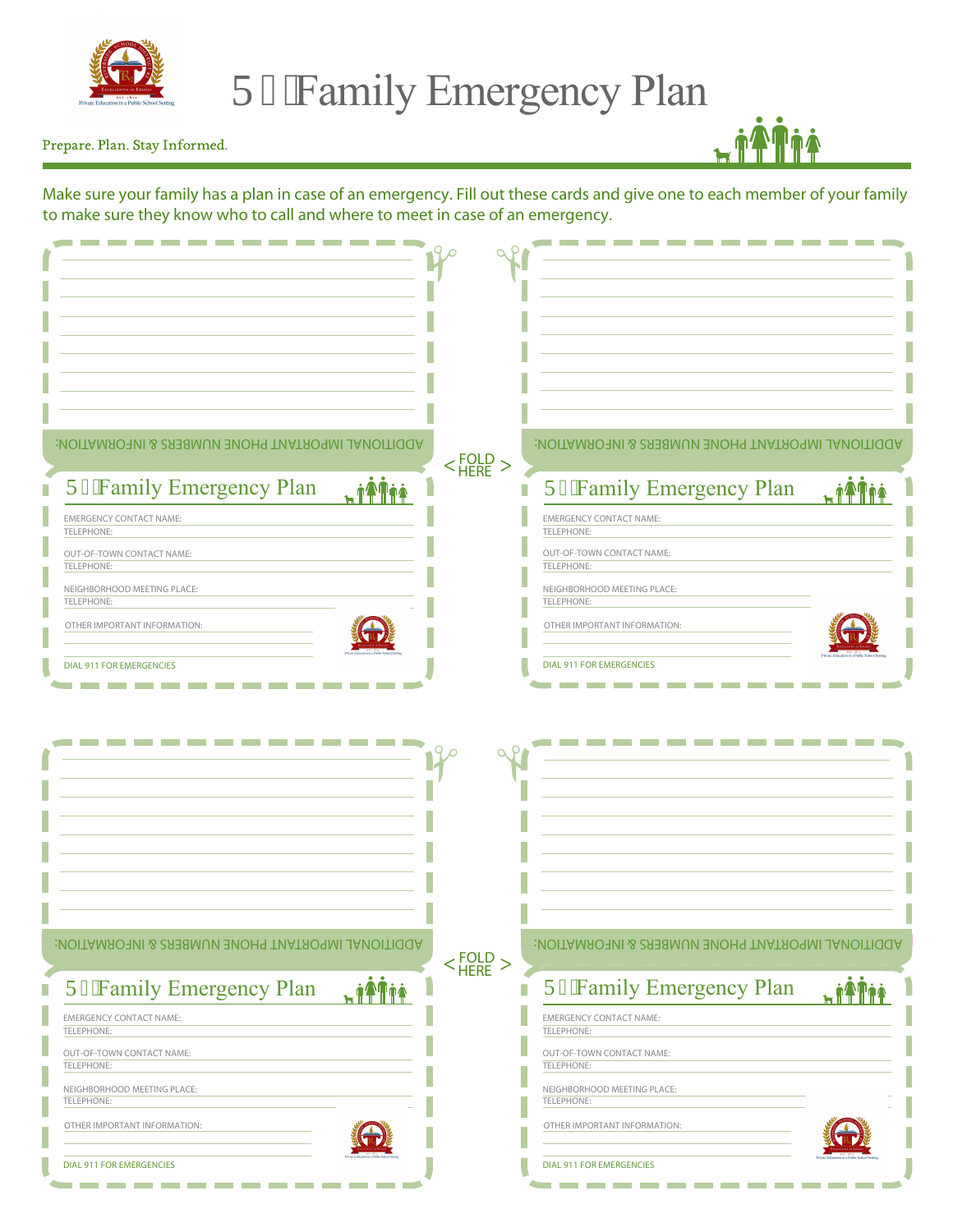# 5 Family Emergency Plan

Prepare. Plan. Stay Informed.

Make sure your family has a plan in case of an emergency. Fill out these cards and give one to each member of your family to make sure they know who to call and where to meet in case of an emergency.

ADDITIONAL IMPORTANT PHONE NUMBERS & INFORMATION:

< FOLD HERE >

## 5 Family Emergency Plan

EMERGENCY CONTACT NAME:
TELEPHONE:

OUT-OF-TOWN CONTACT NAME:
TELEPHONE:

NEIGHBORHOOD MEETING PLACE:
TELEPHONE:

OTHER IMPORTANT INFORMATION:

DIAL 911 FOR EMERGENCIES

ADDITIONAL IMPORTANT PHONE NUMBERS & INFORMATION:

## 5 Family Emergency Plan

EMERGENCY CONTACT NAME:
TELEPHONE:

OUT-OF-TOWN CONTACT NAME:
TELEPHONE:

NEIGHBORHOOD MEETING PLACE:
TELEPHONE:

OTHER IMPORTANT INFORMATION:

DIAL 911 FOR EMERGENCIES

ADDITIONAL IMPORTANT PHONE NUMBERS & INFORMATION:

< FOLD HERE >

## 5 Family Emergency Plan

EMERGENCY CONTACT NAME:
TELEPHONE:

OUT-OF-TOWN CONTACT NAME:
TELEPHONE:

NEIGHBORHOOD MEETING PLACE:
TELEPHONE:

OTHER IMPORTANT INFORMATION:

DIAL 911 FOR EMERGENCIES

ADDITIONAL IMPORTANT PHONE NUMBERS & INFORMATION:

## 5 Family Emergency Plan

EMERGENCY CONTACT NAME:
TELEPHONE:

OUT-OF-TOWN CONTACT NAME:
TELEPHONE:

NEIGHBORHOOD MEETING PLACE:
TELEPHONE:

OTHER IMPORTANT INFORMATION:

DIAL 911 FOR EMERGENCIES